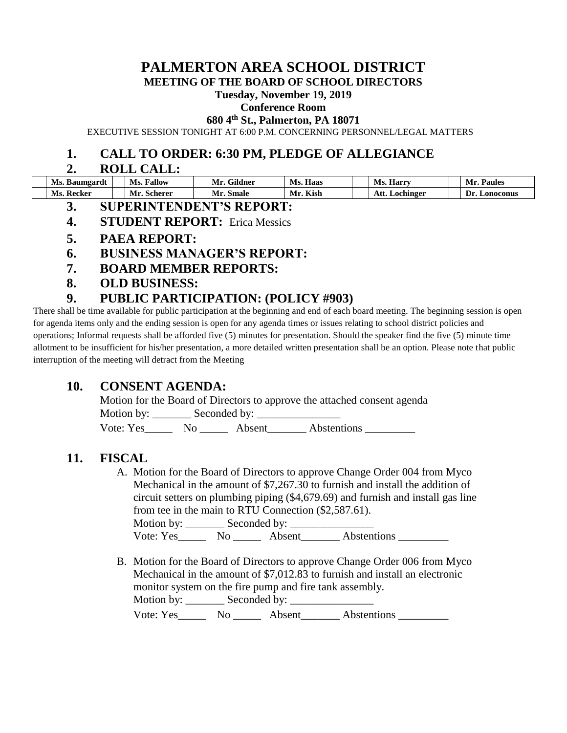# PALMERTON AREA SCHOOL DISTRICT

**MEETING OF THE BOARD OF SCHOOL DIRECTORS**

**Tuesday, November 19, 2019**

**Conference Room**

**680 4th St., Palmerton, PA 18071**

EXECUTIVE SESSION TONIGHT AT 6:00 P.M. CONCERNING PERSONNEL/LEGAL MATTERS

## 1. CALL TO ORDER: 6:30 PM, PLEDGE OF ALLEGIANCE

## 2. ROLL CALL:

| | | | | | | | | | | | |
|---|---|---|---|---|---|---|---|---|---|---|---|
| | **Ms. Baumgardt** | | **Ms. Fallow** | | **Mr. Gildner** | | **Ms. Haas** | | **Ms. Harry** | | **Mr. Paules** |
| | **Ms. Recker** | | **Mr. Scherer** | | **Mr. Smale** | | **Mr. Kish** | | **Att. Lochinger** | | **Dr. Lonoconus** |

## 3. SUPERINTENDENT'S REPORT:

## 4. STUDENT REPORT: Erica Messics

## 5. PAEA REPORT:

## 6. BUSINESS MANAGER'S REPORT:

## 7. BOARD MEMBER REPORTS:

## 8. OLD BUSINESS:

## 9. PUBLIC PARTICIPATION: (POLICY #903)

There shall be time available for public participation at the beginning and end of each board meeting. The beginning session is open for agenda items only and the ending session is open for any agenda times or issues relating to school district policies and operations; Informal requests shall be afforded five (5) minutes for presentation. Should the speaker find the five (5) minute time allotment to be insufficient for his/her presentation, a more detailed written presentation shall be an option. Please note that public interruption of the meeting will detract from the Meeting

## 10. CONSENT AGENDA:

Motion for the Board of Directors to approve the attached consent agenda

Motion by: _______ Seconded by: _______________

Vote: Yes_____ No _____ Absent_______ Abstentions _________

## 11. FISCAL

A. Motion for the Board of Directors to approve Change Order 004 from Myco Mechanical in the amount of $7,267.30 to furnish and install the addition of circuit setters on plumbing piping ($4,679.69) and furnish and install gas line from tee in the main to RTU Connection ($2,587.61).

Motion by: _______ Seconded by: _______________

Vote: Yes_____ No _____ Absent_______ Abstentions _________

B. Motion for the Board of Directors to approve Change Order 006 from Myco Mechanical in the amount of $7,012.83 to furnish and install an electronic monitor system on the fire pump and fire tank assembly.

Motion by: _______ Seconded by: _______________

Vote: Yes_____ No _____ Absent_______ Abstentions _________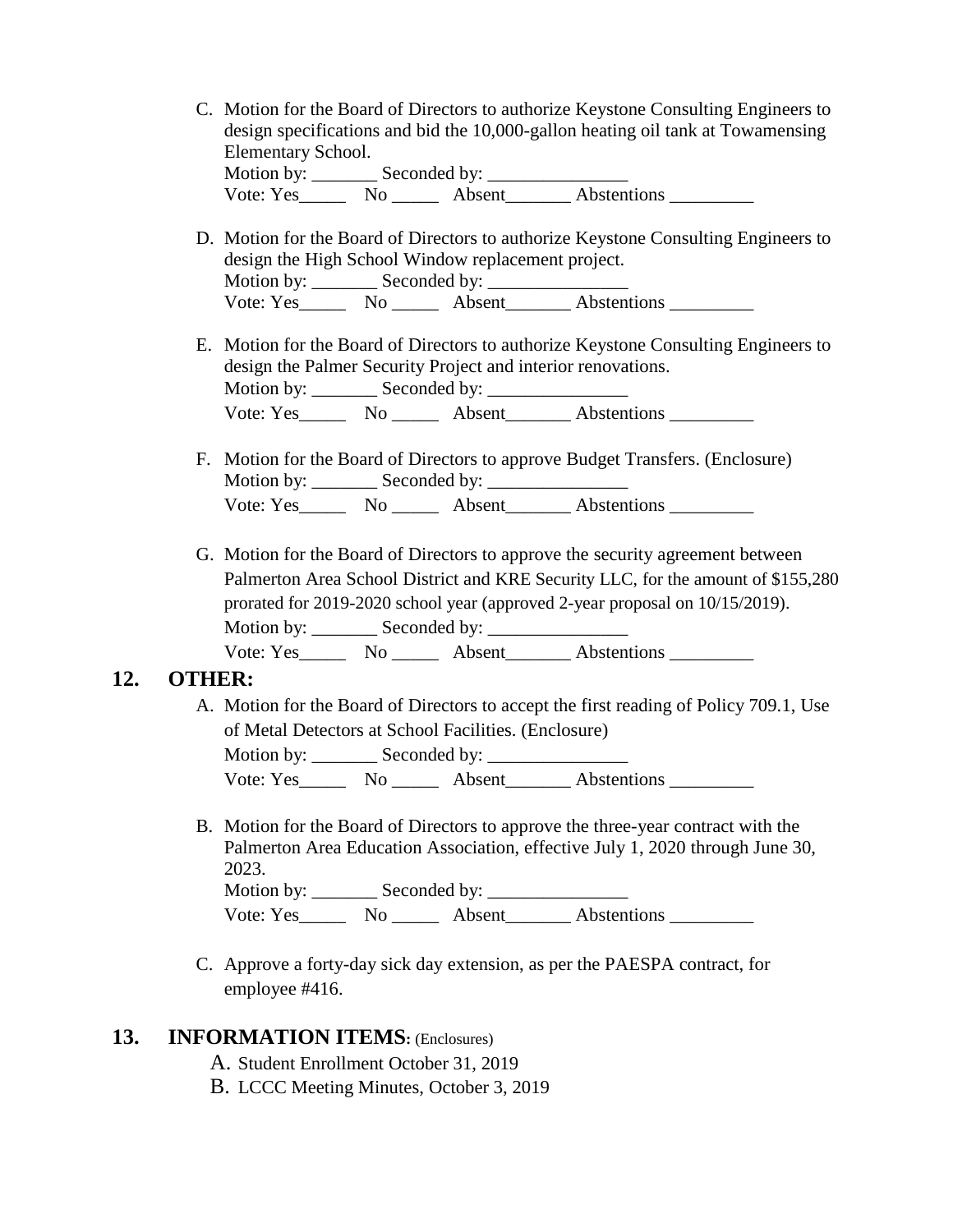C. Motion for the Board of Directors to authorize Keystone Consulting Engineers to design specifications and bid the 10,000-gallon heating oil tank at Towamensing Elementary School.
   Motion by: _______ Seconded by: _______________
   Vote: Yes_____ No _____ Absent_______ Abstentions _________

D. Motion for the Board of Directors to authorize Keystone Consulting Engineers to design the High School Window replacement project.
   Motion by: _______ Seconded by: _______________
   Vote: Yes_____ No _____ Absent_______ Abstentions _________

E. Motion for the Board of Directors to authorize Keystone Consulting Engineers to design the Palmer Security Project and interior renovations.
   Motion by: _______ Seconded by: _______________
   Vote: Yes_____ No _____ Absent_______ Abstentions _________

F. Motion for the Board of Directors to approve Budget Transfers. (Enclosure)
   Motion by: _______ Seconded by: _______________
   Vote: Yes_____ No _____ Absent_______ Abstentions _________

G. Motion for the Board of Directors to approve the security agreement between Palmerton Area School District and KRE Security LLC, for the amount of $155,280 prorated for 2019-2020 school year (approved 2-year proposal on 10/15/2019).
   Motion by: _______ Seconded by: _______________
   Vote: Yes_____ No _____ Absent_______ Abstentions _________

## 12. OTHER:

A. Motion for the Board of Directors to accept the first reading of Policy 709.1, Use of Metal Detectors at School Facilities. (Enclosure)
   Motion by: _______ Seconded by: _______________
   Vote: Yes_____ No _____ Absent_______ Abstentions _________

B. Motion for the Board of Directors to approve the three-year contract with the Palmerton Area Education Association, effective July 1, 2020 through June 30, 2023.
   Motion by: _______ Seconded by: _______________
   Vote: Yes_____ No _____ Absent_______ Abstentions _________

C. Approve a forty-day sick day extension, as per the PAESPA contract, for employee #416.

## 13. INFORMATION ITEMS: (Enclosures)

A. Student Enrollment October 31, 2019
B. LCCC Meeting Minutes, October 3, 2019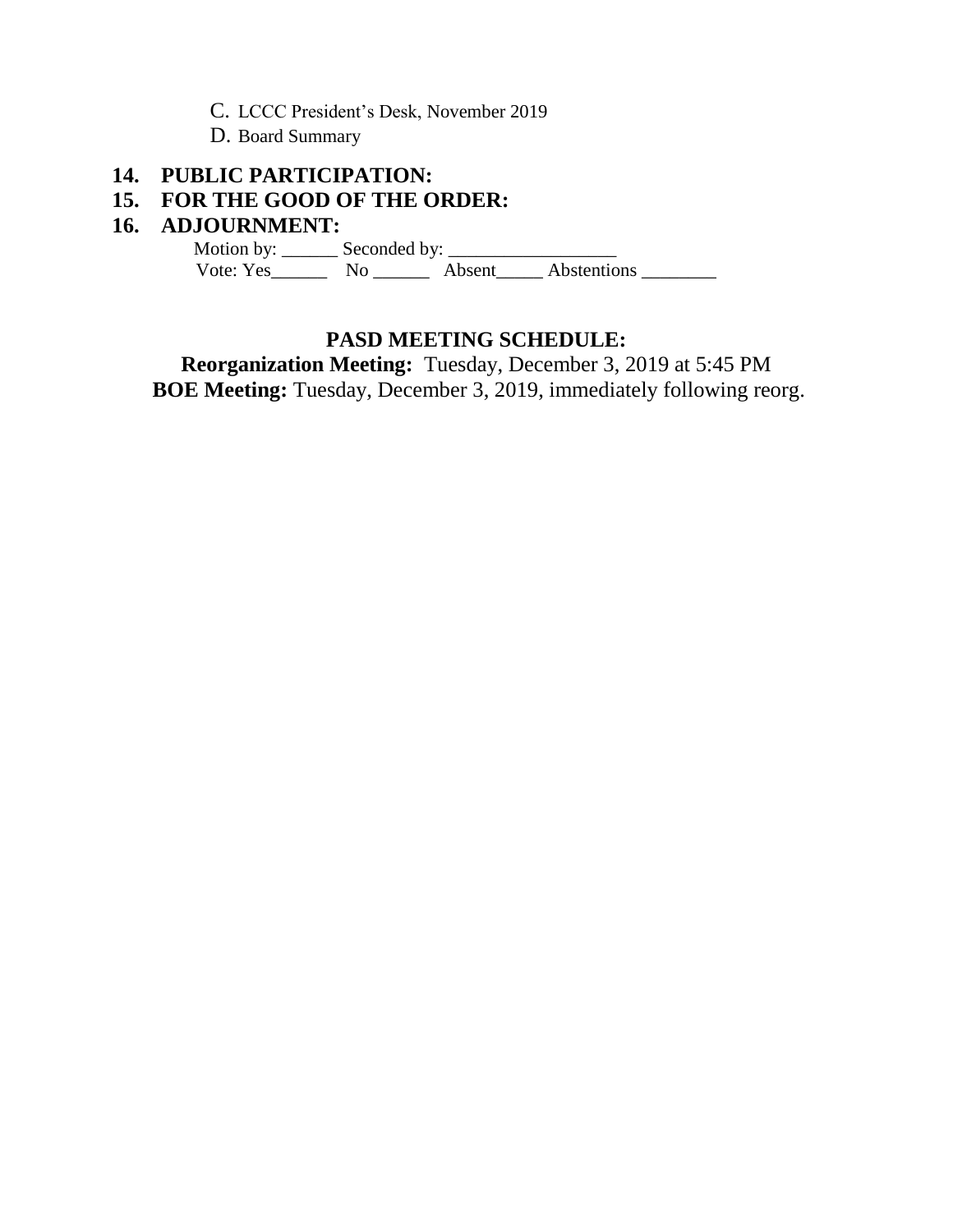C. LCCC President's Desk, November 2019
D. Board Summary

**14. PUBLIC PARTICIPATION:**

**15. FOR THE GOOD OF THE ORDER:**

**16. ADJOURNMENT:**

Motion by: ______ Seconded by: __________________
Vote: Yes______ No ______ Absent_____ Abstentions ________

**PASD MEETING SCHEDULE:**

**Reorganization Meeting:** Tuesday, December 3, 2019 at 5:45 PM
**BOE Meeting:** Tuesday, December 3, 2019, immediately following reorg.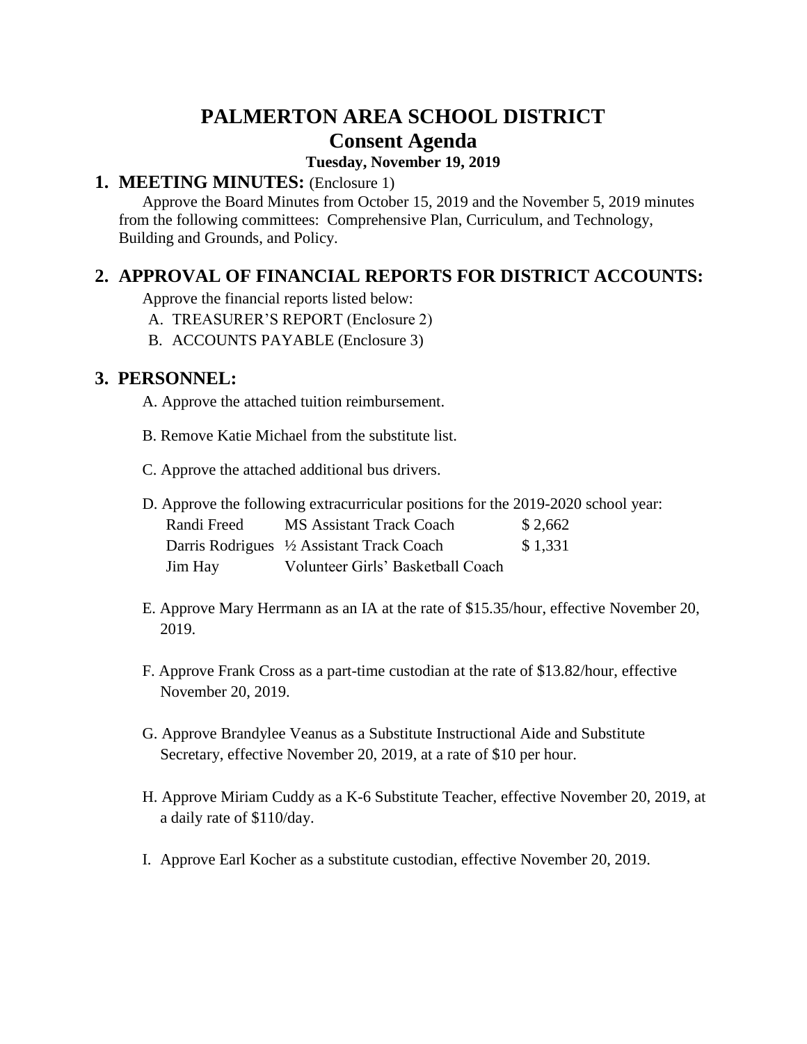# PALMERTON AREA SCHOOL DISTRICT

# Consent Agenda

**Tuesday, November 19, 2019**

## 1. MEETING MINUTES: (Enclosure 1)

Approve the Board Minutes from October 15, 2019 and the November 5, 2019 minutes from the following committees: Comprehensive Plan, Curriculum, and Technology, Building and Grounds, and Policy.

## 2. APPROVAL OF FINANCIAL REPORTS FOR DISTRICT ACCOUNTS:

Approve the financial reports listed below:

A. TREASURER'S REPORT (Enclosure 2)

B. ACCOUNTS PAYABLE (Enclosure 3)

## 3. PERSONNEL:

A. Approve the attached tuition reimbursement.

B. Remove Katie Michael from the substitute list.

C. Approve the attached additional bus drivers.

D. Approve the following extracurricular positions for the 2019-2020 school year:

| | | |
|---|---|---|
| Randi Freed | MS Assistant Track Coach | $ 2,662 |
| Darris Rodrigues | ½ Assistant Track Coach | $ 1,331 |
| Jim Hay | Volunteer Girls' Basketball Coach | |

E. Approve Mary Herrmann as an IA at the rate of $15.35/hour, effective November 20, 2019.

F. Approve Frank Cross as a part-time custodian at the rate of $13.82/hour, effective November 20, 2019.

G. Approve Brandylee Veanus as a Substitute Instructional Aide and Substitute Secretary, effective November 20, 2019, at a rate of $10 per hour.

H. Approve Miriam Cuddy as a K-6 Substitute Teacher, effective November 20, 2019, at a daily rate of $110/day.

I. Approve Earl Kocher as a substitute custodian, effective November 20, 2019.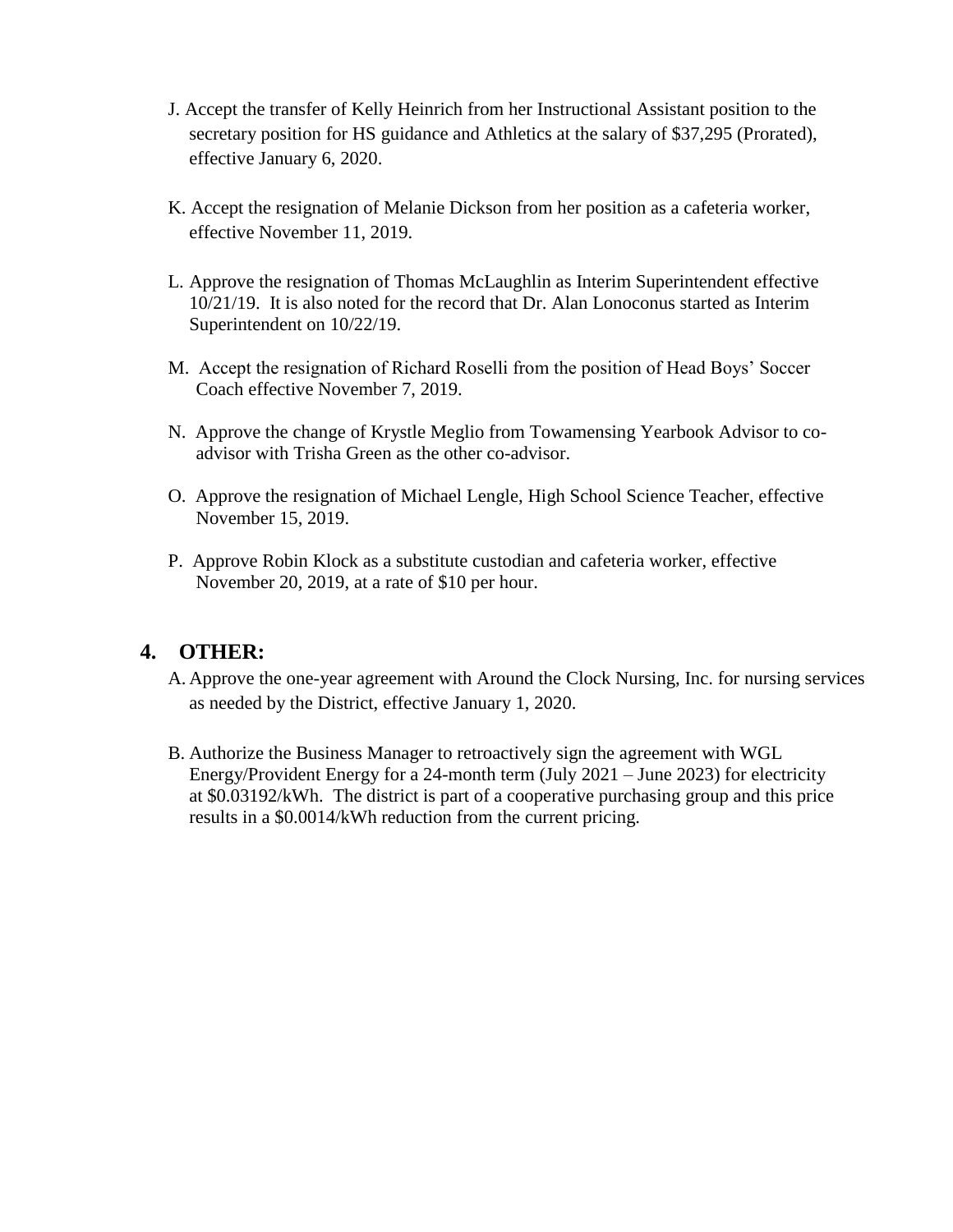J. Accept the transfer of Kelly Heinrich from her Instructional Assistant position to the secretary position for HS guidance and Athletics at the salary of $37,295 (Prorated), effective January 6, 2020.

K. Accept the resignation of Melanie Dickson from her position as a cafeteria worker, effective November 11, 2019.

L. Approve the resignation of Thomas McLaughlin as Interim Superintendent effective 10/21/19. It is also noted for the record that Dr. Alan Lonoconus started as Interim Superintendent on 10/22/19.

M. Accept the resignation of Richard Roselli from the position of Head Boys' Soccer Coach effective November 7, 2019.

N. Approve the change of Krystle Meglio from Towamensing Yearbook Advisor to co-advisor with Trisha Green as the other co-advisor.

O. Approve the resignation of Michael Lengle, High School Science Teacher, effective November 15, 2019.

P. Approve Robin Klock as a substitute custodian and cafeteria worker, effective November 20, 2019, at a rate of $10 per hour.

## 4. OTHER:

A. Approve the one-year agreement with Around the Clock Nursing, Inc. for nursing services as needed by the District, effective January 1, 2020.

B. Authorize the Business Manager to retroactively sign the agreement with WGL Energy/Provident Energy for a 24-month term (July 2021 – June 2023) for electricity at $0.03192/kWh. The district is part of a cooperative purchasing group and this price results in a $0.0014/kWh reduction from the current pricing.